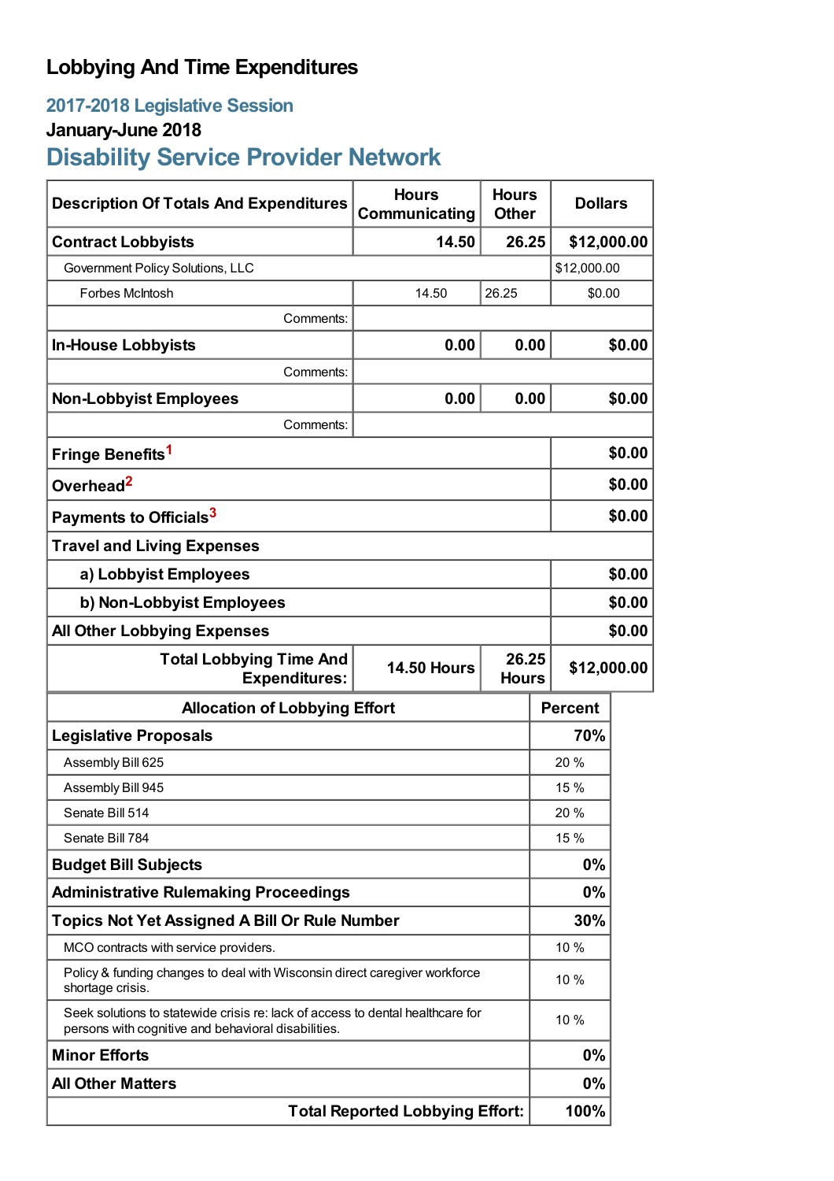# Lobbying And Time Expenditures

## 2017-2018 Legislative Session

### January-June 2018

## Disability Service Provider Network

| Description Of Totals And Expenditures | Hours Communicating | Hours Other | Dollars |
|---|---|---|---|
| **Contract Lobbyists** | **14.50** | **26.25** | **$12,000.00** |
| Government Policy Solutions, LLC | | | $12,000.00 |
| Forbes McIntosh | 14.50 | 26.25 | $0.00 |
| Comments: | | | |
| **In-House Lobbyists** | **0.00** | **0.00** | **$0.00** |
| Comments: | | | |
| **Non-Lobbyist Employees** | **0.00** | **0.00** | **$0.00** |
| Comments: | | | |
| **Fringe Benefits**[1] | | | **$0.00** |
| **Overhead**[2] | | | **$0.00** |
| **Payments to Officials**[3] | | | **$0.00** |
| **Travel and Living Expenses** | | | |
| **a) Lobbyist Employees** | | | **$0.00** |
| **b) Non-Lobbyist Employees** | | | **$0.00** |
| **All Other Lobbying Expenses** | | | **$0.00** |
| **Total Lobbying Time And Expenditures:** | **14.50 Hours** | **26.25 Hours** | **$12,000.00** |

| Allocation of Lobbying Effort | Percent |
|---|---|
| **Legislative Proposals** | **70%** |
| Assembly Bill 625 | 20 % |
| Assembly Bill 945 | 15 % |
| Senate Bill 514 | 20 % |
| Senate Bill 784 | 15 % |
| **Budget Bill Subjects** | **0%** |
| **Administrative Rulemaking Proceedings** | **0%** |
| **Topics Not Yet Assigned A Bill Or Rule Number** | **30%** |
| MCO contracts with service providers. | 10 % |
| Policy & funding changes to deal with Wisconsin direct caregiver workforce shortage crisis. | 10 % |
| Seek solutions to statewide crisis re: lack of access to dental healthcare for persons with cognitive and behavioral disabilities. | 10 % |
| **Minor Efforts** | **0%** |
| **All Other Matters** | **0%** |
| **Total Reported Lobbying Effort:** | **100%** |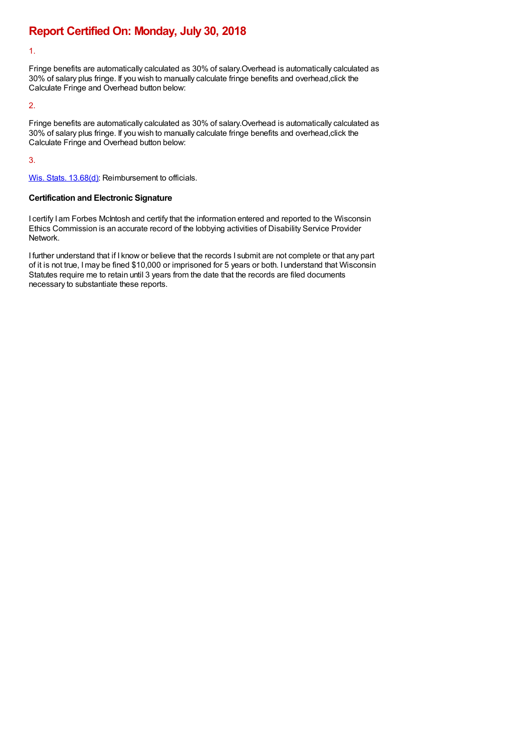# Report Certified On: Monday, July 30, 2018

1.

Fringe benefits are automatically calculated as 30% of salary.Overhead is automatically calculated as 30% of salary plus fringe. If you wish to manually calculate fringe benefits and overhead,click the Calculate Fringe and Overhead button below:

2.

Fringe benefits are automatically calculated as 30% of salary.Overhead is automatically calculated as 30% of salary plus fringe. If you wish to manually calculate fringe benefits and overhead,click the Calculate Fringe and Overhead button below:

3.

Wis. Stats. 13.68(d): Reimbursement to officials.

**Certification and Electronic Signature**

I certify I am Forbes McIntosh and certify that the information entered and reported to the Wisconsin Ethics Commission is an accurate record of the lobbying activities of Disability Service Provider Network.

I further understand that if I know or believe that the records I submit are not complete or that any part of it is not true, I may be fined $10,000 or imprisoned for 5 years or both. I understand that Wisconsin Statutes require me to retain until 3 years from the date that the records are filed documents necessary to substantiate these reports.